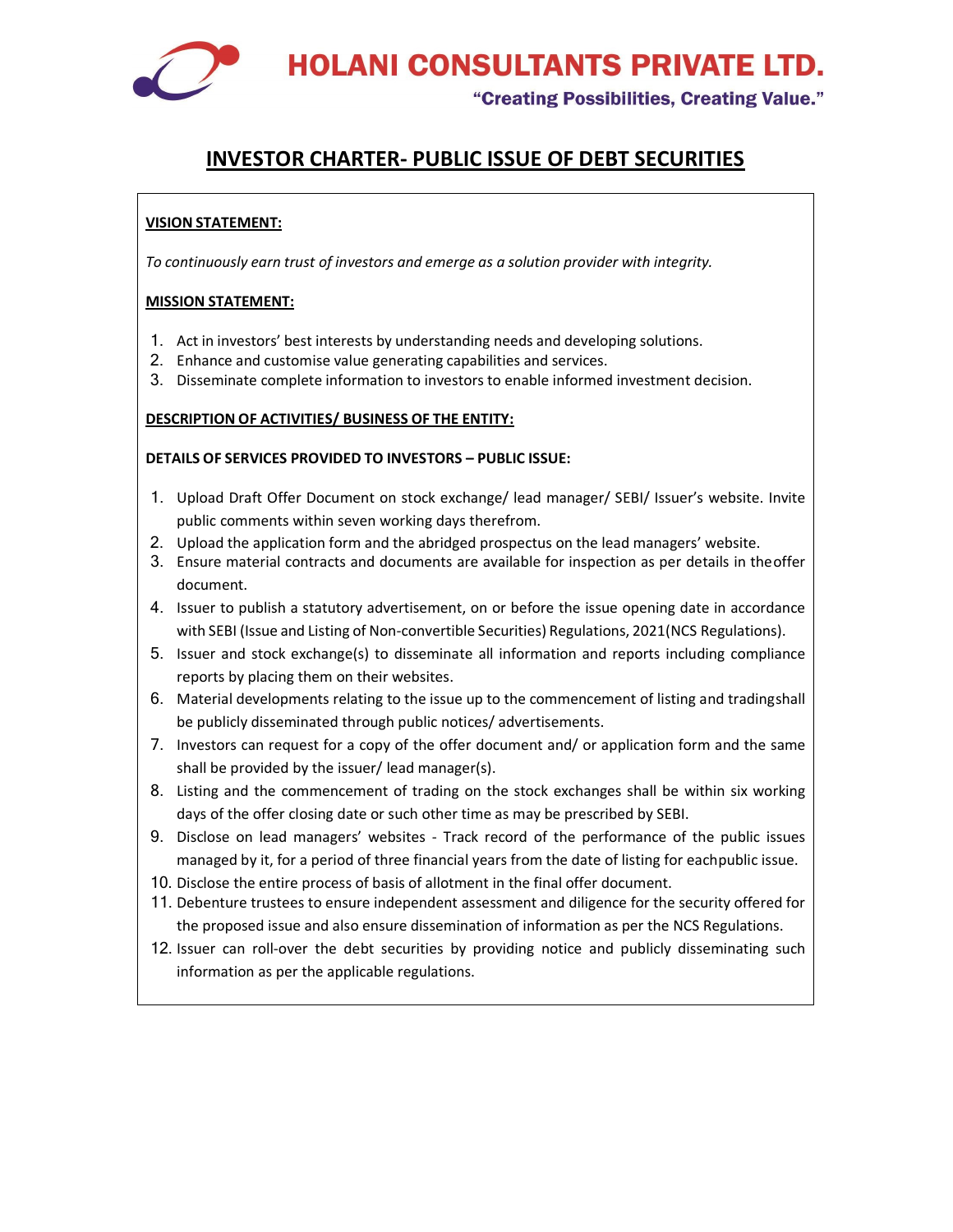# HOLANI CONSULTANTS PRIVATE LTD.

**"Creating Possibilities, Creating Value."**

## INVESTOR CHARTER- PUBLIC ISSUE OF DEBT SECURITIES

**VISION STATEMENT:**

*To continuously earn trust of investors and emerge as a solution provider with integrity.*

**MISSION STATEMENT:**

1. Act in investors' best interests by understanding needs and developing solutions.
2. Enhance and customise value generating capabilities and services.
3. Disseminate complete information to investors to enable informed investment decision.

**DESCRIPTION OF ACTIVITIES/ BUSINESS OF THE ENTITY:**

**DETAILS OF SERVICES PROVIDED TO INVESTORS – PUBLIC ISSUE:**

1. Upload Draft Offer Document on stock exchange/ lead manager/ SEBI/ Issuer's website. Invite public comments within seven working days therefrom.
2. Upload the application form and the abridged prospectus on the lead managers' website.
3. Ensure material contracts and documents are available for inspection as per details in theoffer document.
4. Issuer to publish a statutory advertisement, on or before the issue opening date in accordance with SEBI (Issue and Listing of Non-convertible Securities) Regulations, 2021(NCS Regulations).
5. Issuer and stock exchange(s) to disseminate all information and reports including compliance reports by placing them on their websites.
6. Material developments relating to the issue up to the commencement of listing and tradingshall be publicly disseminated through public notices/ advertisements.
7. Investors can request for a copy of the offer document and/ or application form and the same shall be provided by the issuer/ lead manager(s).
8. Listing and the commencement of trading on the stock exchanges shall be within six working days of the offer closing date or such other time as may be prescribed by SEBI.
9. Disclose on lead managers' websites - Track record of the performance of the public issues managed by it, for a period of three financial years from the date of listing for eachpublic issue.
10. Disclose the entire process of basis of allotment in the final offer document.
11. Debenture trustees to ensure independent assessment and diligence for the security offered for the proposed issue and also ensure dissemination of information as per the NCS Regulations.
12. Issuer can roll-over the debt securities by providing notice and publicly disseminating such information as per the applicable regulations.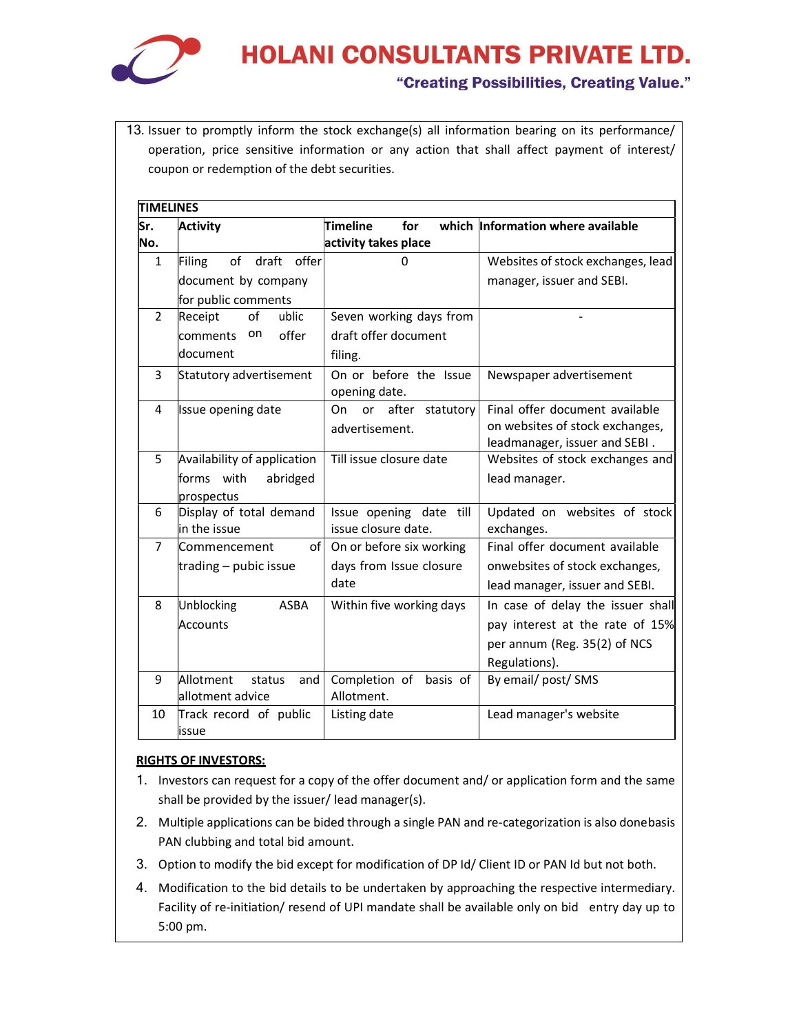13. Issuer to promptly inform the stock exchange(s) all information bearing on its performance/ operation, price sensitive information or any action that shall affect payment of interest/ coupon or redemption of the debt securities.

**TIMELINES**

| Sr. No. | Activity | Timeline for which activity takes place | Information where available |
|---|---|---|---|
| 1 | Filing of draft offer document by company for public comments | 0 | Websites of stock exchanges, lead manager, issuer and SEBI. |
| 2 | Receipt of ublic comments on offer document | Seven working days from draft offer document filing. | - |
| 3 | Statutory advertisement | On or before the Issue opening date. | Newspaper advertisement |
| 4 | Issue opening date | On or after statutory advertisement. | Final offer document available on websites of stock exchanges, leadmanager, issuer and SEBI . |
| 5 | Availability of application forms with abridged prospectus | Till issue closure date | Websites of stock exchanges and lead manager. |
| 6 | Display of total demand in the issue | Issue opening date till issue closure date. | Updated on websites of stock exchanges. |
| 7 | Commencement of trading – pubic issue | On or before six working days from Issue closure date | Final offer document available onwebsites of stock exchanges, lead manager, issuer and SEBI. |
| 8 | Unblocking ASBA Accounts | Within five working days | In case of delay the issuer shall pay interest at the rate of 15% per annum (Reg. 35(2) of NCS Regulations). |
| 9 | Allotment status and allotment advice | Completion of basis of Allotment. | By email/ post/ SMS |
| 10 | Track record of public issue | Listing date | Lead manager's website |

**<u>RIGHTS OF INVESTORS:</u>**

1. Investors can request for a copy of the offer document and/ or application form and the same shall be provided by the issuer/ lead manager(s).
2. Multiple applications can be bided through a single PAN and re-categorization is also donebasis PAN clubbing and total bid amount.
3. Option to modify the bid except for modification of DP Id/ Client ID or PAN Id but not both.
4. Modification to the bid details to be undertaken by approaching the respective intermediary. Facility of re-initiation/ resend of UPI mandate shall be available only on bid entry day up to 5:00 pm.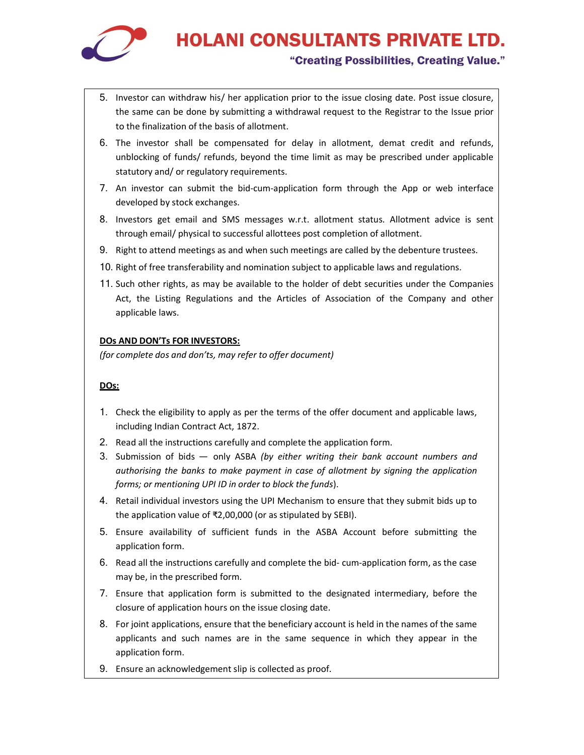5. Investor can withdraw his/ her application prior to the issue closing date. Post issue closure, the same can be done by submitting a withdrawal request to the Registrar to the Issue prior to the finalization of the basis of allotment.
6. The investor shall be compensated for delay in allotment, demat credit and refunds, unblocking of funds/ refunds, beyond the time limit as may be prescribed under applicable statutory and/ or regulatory requirements.
7. An investor can submit the bid-cum-application form through the App or web interface developed by stock exchanges.
8. Investors get email and SMS messages w.r.t. allotment status. Allotment advice is sent through email/ physical to successful allottees post completion of allotment.
9. Right to attend meetings as and when such meetings are called by the debenture trustees.
10. Right of free transferability and nomination subject to applicable laws and regulations.
11. Such other rights, as may be available to the holder of debt securities under the Companies Act, the Listing Regulations and the Articles of Association of the Company and other applicable laws.

**DOs AND DON'Ts FOR INVESTORS:**

*(for complete dos and don'ts, may refer to offer document)*

**DOs:**

1. Check the eligibility to apply as per the terms of the offer document and applicable laws, including Indian Contract Act, 1872.
2. Read all the instructions carefully and complete the application form.
3. Submission of bids — only ASBA *(by either writing their bank account numbers and authorising the banks to make payment in case of allotment by signing the application forms; or mentioning UPI ID in order to block the funds*).
4. Retail individual investors using the UPI Mechanism to ensure that they submit bids up to the application value of ₹2,00,000 (or as stipulated by SEBI).
5. Ensure availability of sufficient funds in the ASBA Account before submitting the application form.
6. Read all the instructions carefully and complete the bid- cum-application form, as the case may be, in the prescribed form.
7. Ensure that application form is submitted to the designated intermediary, before the closure of application hours on the issue closing date.
8. For joint applications, ensure that the beneficiary account is held in the names of the same applicants and such names are in the same sequence in which they appear in the application form.
9. Ensure an acknowledgement slip is collected as proof.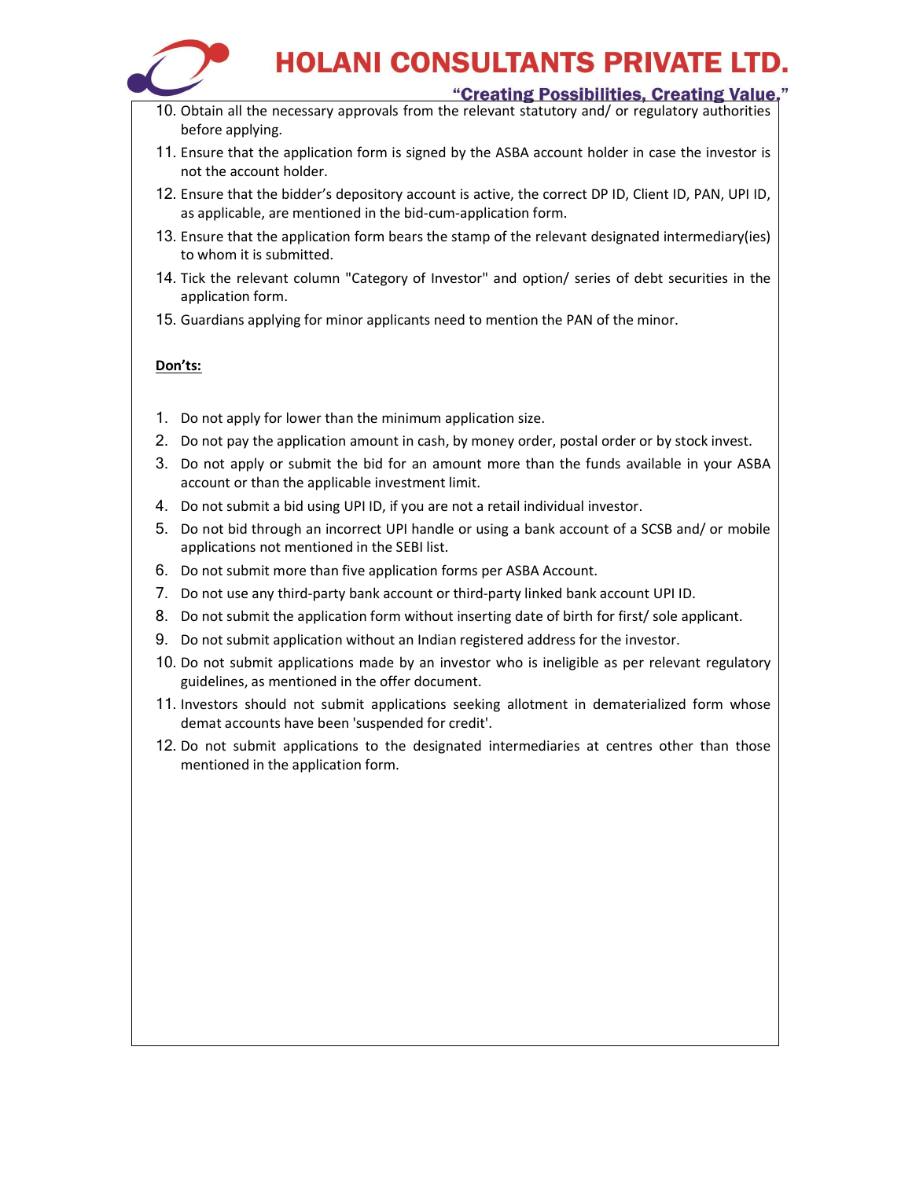10. Obtain all the necessary approvals from the relevant statutory and/ or regulatory authorities before applying.
11. Ensure that the application form is signed by the ASBA account holder in case the investor is not the account holder.
12. Ensure that the bidder's depository account is active, the correct DP ID, Client ID, PAN, UPI ID, as applicable, are mentioned in the bid-cum-application form.
13. Ensure that the application form bears the stamp of the relevant designated intermediary(ies) to whom it is submitted.
14. Tick the relevant column "Category of Investor" and option/ series of debt securities in the application form.
15. Guardians applying for minor applicants need to mention the PAN of the minor.

**Don'ts:**

1. Do not apply for lower than the minimum application size.
2. Do not pay the application amount in cash, by money order, postal order or by stock invest.
3. Do not apply or submit the bid for an amount more than the funds available in your ASBA account or than the applicable investment limit.
4. Do not submit a bid using UPI ID, if you are not a retail individual investor.
5. Do not bid through an incorrect UPI handle or using a bank account of a SCSB and/ or mobile applications not mentioned in the SEBI list.
6. Do not submit more than five application forms per ASBA Account.
7. Do not use any third-party bank account or third-party linked bank account UPI ID.
8. Do not submit the application form without inserting date of birth for first/ sole applicant.
9. Do not submit application without an Indian registered address for the investor.
10. Do not submit applications made by an investor who is ineligible as per relevant regulatory guidelines, as mentioned in the offer document.
11. Investors should not submit applications seeking allotment in dematerialized form whose demat accounts have been 'suspended for credit'.
12. Do not submit applications to the designated intermediaries at centres other than those mentioned in the application form.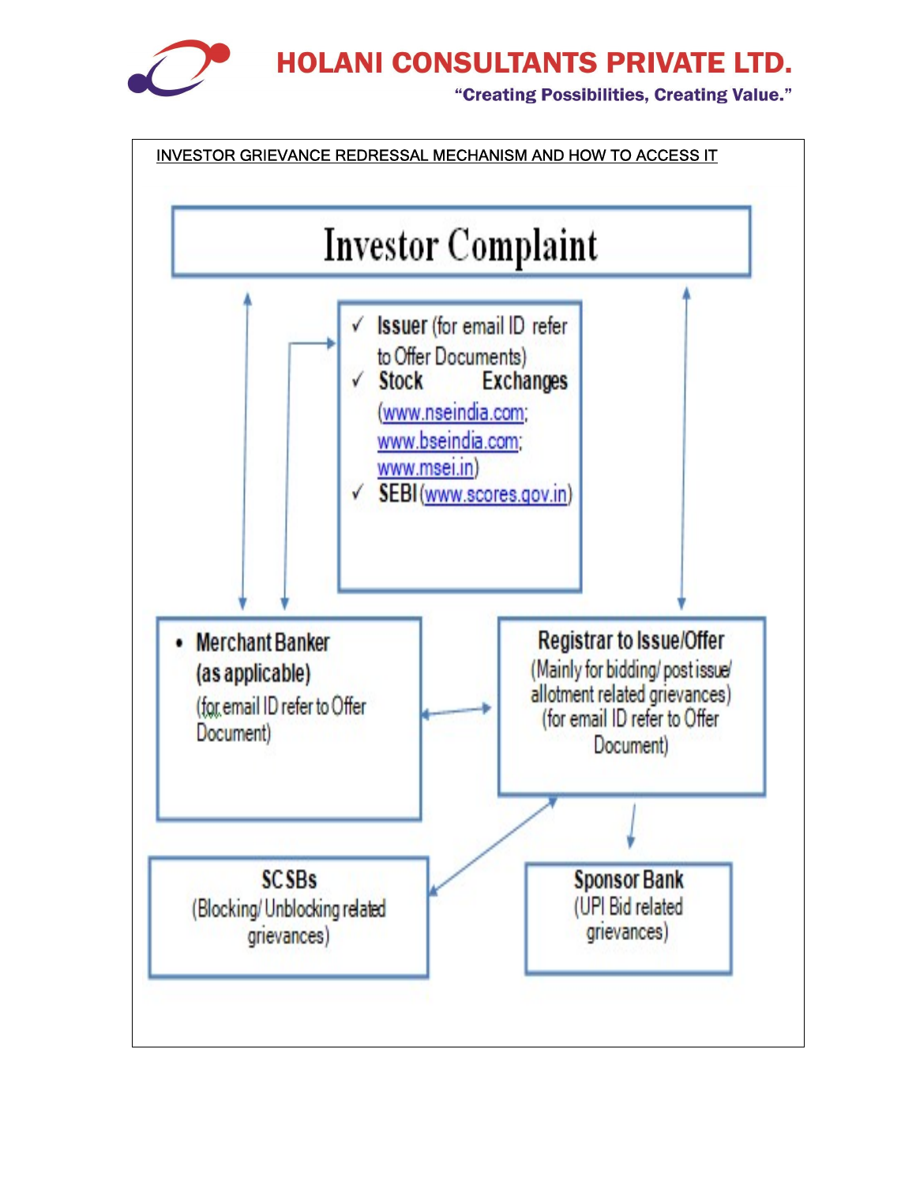INVESTOR GRIEVANCE REDRESSAL MECHANISM AND HOW TO ACCESS IT

**Investor Complaint**

- ✓ **Issuer** (for email ID refer to Offer Documents)
- ✓ **Stock Exchanges** (www.nseindia.com; www.bseindia.com; www.msei.in)
- ✓ **SEBI** (www.scores.gov.in)

- **Merchant Banker (as applicable)** (for email ID refer to Offer Document)

**Registrar to Issue/Offer** (Mainly for bidding/ post issue/ allotment related grievances) (for email ID refer to Offer Document)

**SCSBs** (Blocking/ Unblocking related grievances)

**Sponsor Bank** (UPI Bid related grievances)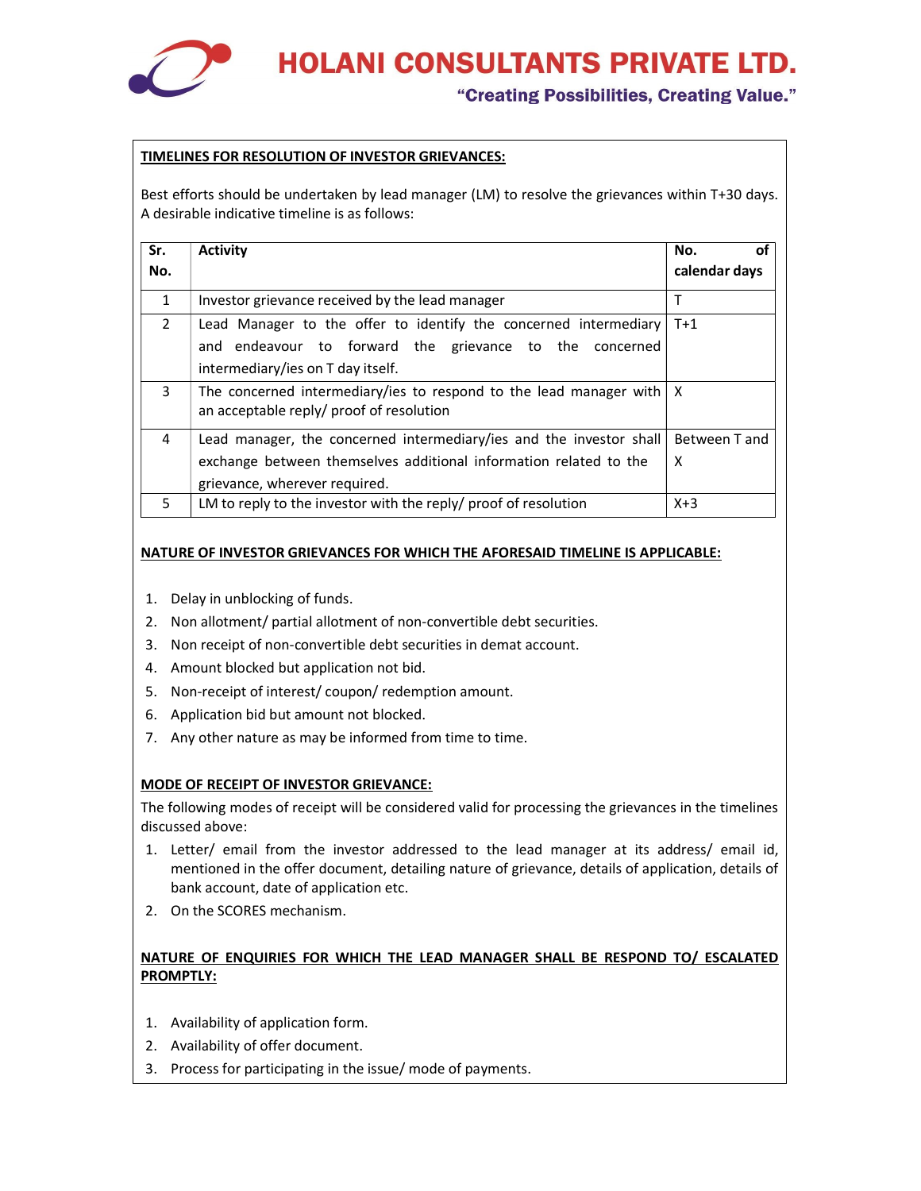**TIMELINES FOR RESOLUTION OF INVESTOR GRIEVANCES:**

Best efforts should be undertaken by lead manager (LM) to resolve the grievances within T+30 days. A desirable indicative timeline is as follows:

| Sr. No. | Activity | No. of calendar days |
|---|---|---|
| 1 | Investor grievance received by the lead manager | T |
| 2 | Lead Manager to the offer to identify the concerned intermediary and endeavour to forward the grievance to the concerned intermediary/ies on T day itself. | T+1 |
| 3 | The concerned intermediary/ies to respond to the lead manager with an acceptable reply/ proof of resolution | X |
| 4 | Lead manager, the concerned intermediary/ies and the investor shall exchange between themselves additional information related to the grievance, wherever required. | Between T and X |
| 5 | LM to reply to the investor with the reply/ proof of resolution | X+3 |

**NATURE OF INVESTOR GRIEVANCES FOR WHICH THE AFORESAID TIMELINE IS APPLICABLE:**

1. Delay in unblocking of funds.
2. Non allotment/ partial allotment of non-convertible debt securities.
3. Non receipt of non-convertible debt securities in demat account.
4. Amount blocked but application not bid.
5. Non-receipt of interest/ coupon/ redemption amount.
6. Application bid but amount not blocked.
7. Any other nature as may be informed from time to time.

**MODE OF RECEIPT OF INVESTOR GRIEVANCE:**

The following modes of receipt will be considered valid for processing the grievances in the timelines discussed above:

1. Letter/ email from the investor addressed to the lead manager at its address/ email id, mentioned in the offer document, detailing nature of grievance, details of application, details of bank account, date of application etc.
2. On the SCORES mechanism.

**NATURE OF ENQUIRIES FOR WHICH THE LEAD MANAGER SHALL BE RESPOND TO/ ESCALATED PROMPTLY:**

1. Availability of application form.
2. Availability of offer document.
3. Process for participating in the issue/ mode of payments.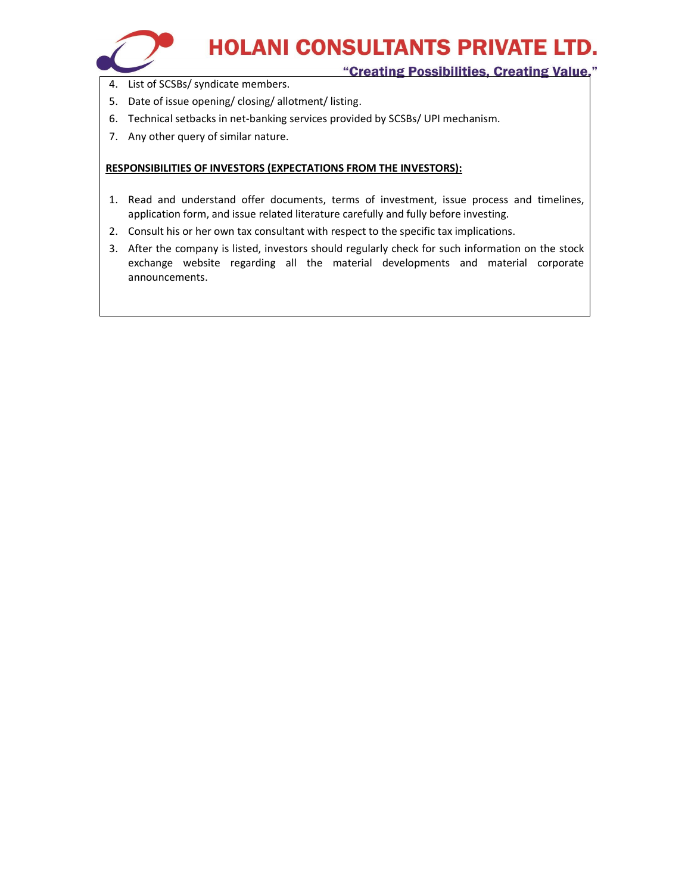4. List of SCSBs/ syndicate members.
5. Date of issue opening/ closing/ allotment/ listing.
6. Technical setbacks in net-banking services provided by SCSBs/ UPI mechanism.
7. Any other query of similar nature.

**RESPONSIBILITIES OF INVESTORS (EXPECTATIONS FROM THE INVESTORS):**

1. Read and understand offer documents, terms of investment, issue process and timelines, application form, and issue related literature carefully and fully before investing.
2. Consult his or her own tax consultant with respect to the specific tax implications.
3. After the company is listed, investors should regularly check for such information on the stock exchange website regarding all the material developments and material corporate announcements.